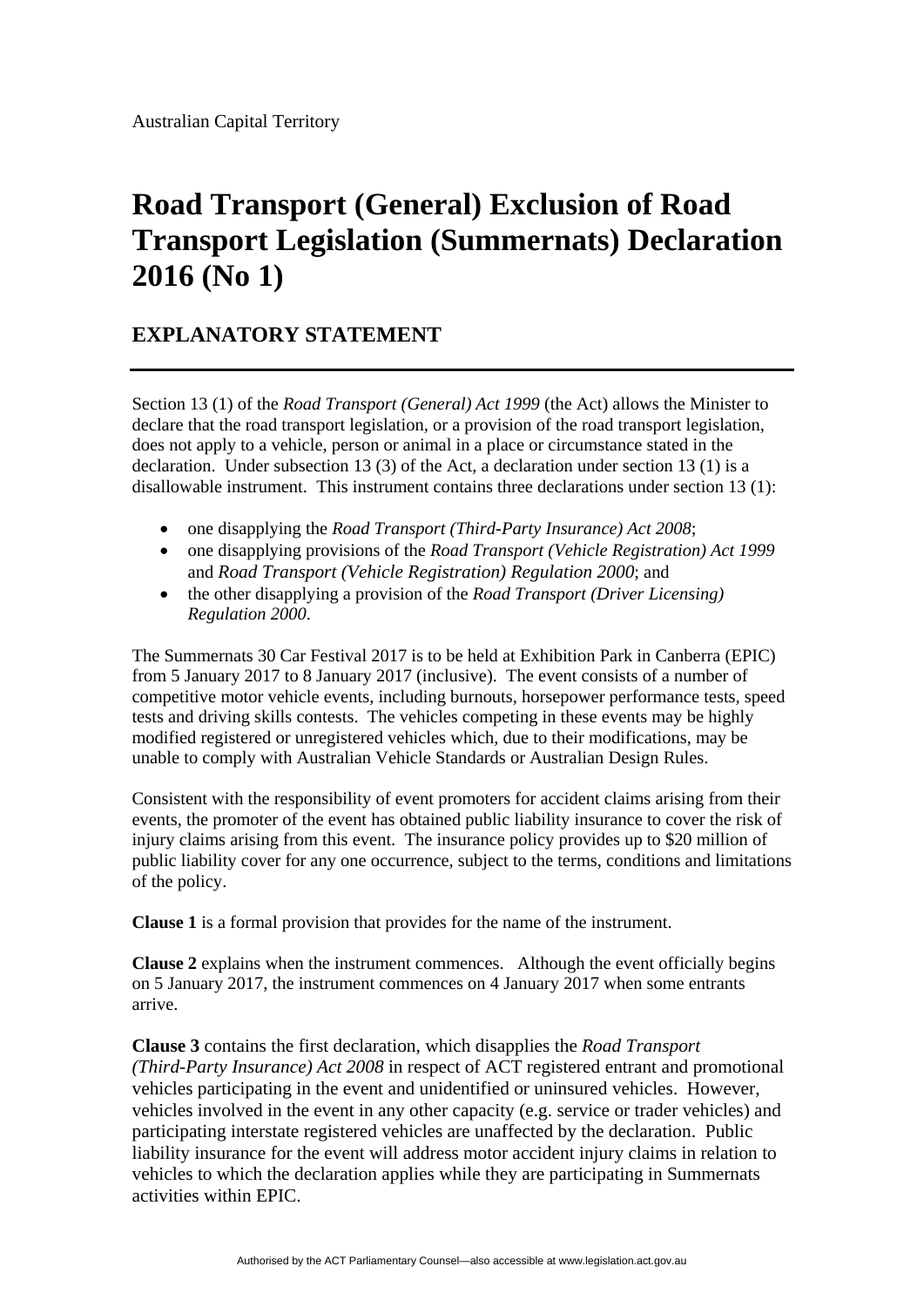Australian Capital Territory

# Road Transport (General) Exclusion of Road Transport Legislation (Summernats) Declaration 2016 (No 1)

## EXPLANATORY STATEMENT

Section 13 (1) of the *Road Transport (General) Act 1999* (the Act) allows the Minister to declare that the road transport legislation, or a provision of the road transport legislation, does not apply to a vehicle, person or animal in a place or circumstance stated in the declaration. Under subsection 13 (3) of the Act, a declaration under section 13 (1) is a disallowable instrument. This instrument contains three declarations under section 13 (1):

- one disapplying the *Road Transport (Third-Party Insurance) Act 2008*;
- one disapplying provisions of the *Road Transport (Vehicle Registration) Act 1999* and *Road Transport (Vehicle Registration) Regulation 2000*; and
- the other disapplying a provision of the *Road Transport (Driver Licensing) Regulation 2000*.

The Summernats 30 Car Festival 2017 is to be held at Exhibition Park in Canberra (EPIC) from 5 January 2017 to 8 January 2017 (inclusive). The event consists of a number of competitive motor vehicle events, including burnouts, horsepower performance tests, speed tests and driving skills contests. The vehicles competing in these events may be highly modified registered or unregistered vehicles which, due to their modifications, may be unable to comply with Australian Vehicle Standards or Australian Design Rules.

Consistent with the responsibility of event promoters for accident claims arising from their events, the promoter of the event has obtained public liability insurance to cover the risk of injury claims arising from this event. The insurance policy provides up to $20 million of public liability cover for any one occurrence, subject to the terms, conditions and limitations of the policy.

**Clause 1** is a formal provision that provides for the name of the instrument.

**Clause 2** explains when the instrument commences. Although the event officially begins on 5 January 2017, the instrument commences on 4 January 2017 when some entrants arrive.

**Clause 3** contains the first declaration, which disapplies the *Road Transport (Third-Party Insurance) Act 2008* in respect of ACT registered entrant and promotional vehicles participating in the event and unidentified or uninsured vehicles. However, vehicles involved in the event in any other capacity (e.g. service or trader vehicles) and participating interstate registered vehicles are unaffected by the declaration. Public liability insurance for the event will address motor accident injury claims in relation to vehicles to which the declaration applies while they are participating in Summernats activities within EPIC.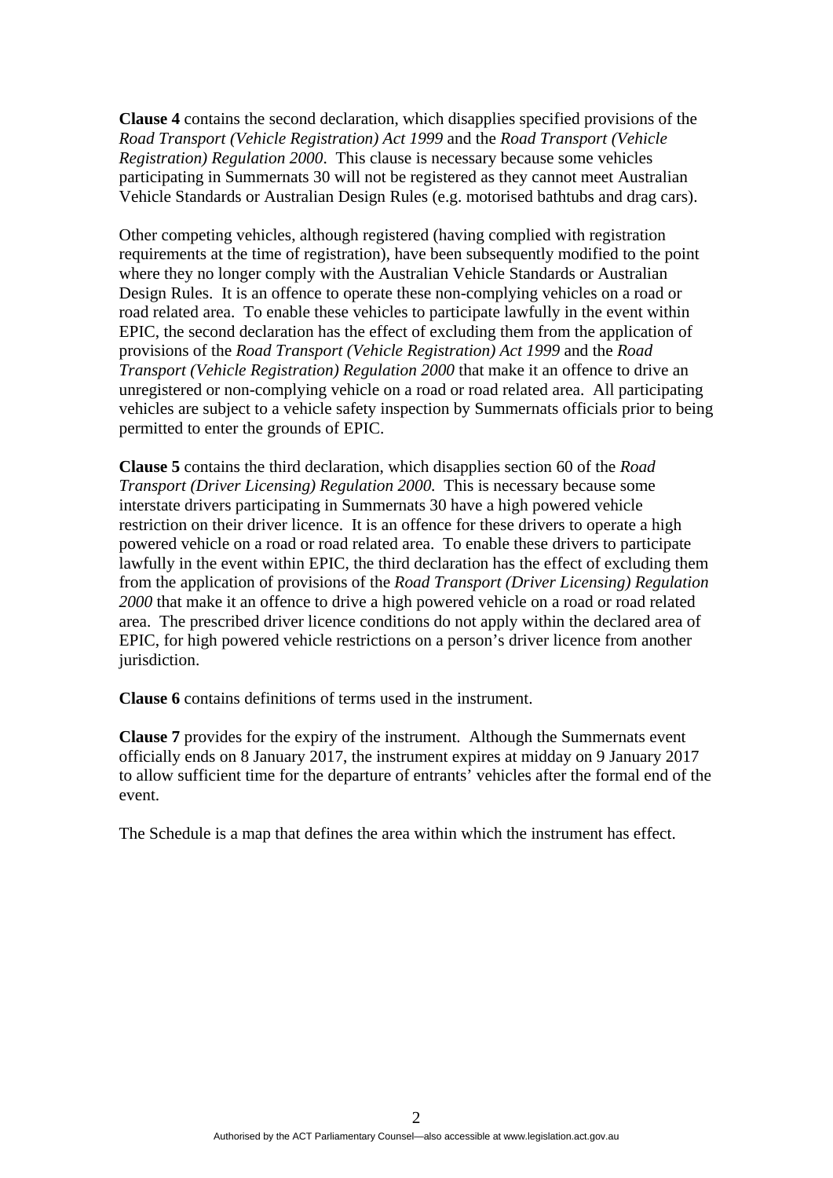**Clause 4** contains the second declaration, which disapplies specified provisions of the *Road Transport (Vehicle Registration) Act 1999* and the *Road Transport (Vehicle Registration) Regulation 2000*. This clause is necessary because some vehicles participating in Summernats 30 will not be registered as they cannot meet Australian Vehicle Standards or Australian Design Rules (e.g. motorised bathtubs and drag cars).

Other competing vehicles, although registered (having complied with registration requirements at the time of registration), have been subsequently modified to the point where they no longer comply with the Australian Vehicle Standards or Australian Design Rules. It is an offence to operate these non-complying vehicles on a road or road related area. To enable these vehicles to participate lawfully in the event within EPIC, the second declaration has the effect of excluding them from the application of provisions of the *Road Transport (Vehicle Registration) Act 1999* and the *Road Transport (Vehicle Registration) Regulation 2000* that make it an offence to drive an unregistered or non-complying vehicle on a road or road related area. All participating vehicles are subject to a vehicle safety inspection by Summernats officials prior to being permitted to enter the grounds of EPIC.

**Clause 5** contains the third declaration, which disapplies section 60 of the *Road Transport (Driver Licensing) Regulation 2000.* This is necessary because some interstate drivers participating in Summernats 30 have a high powered vehicle restriction on their driver licence. It is an offence for these drivers to operate a high powered vehicle on a road or road related area. To enable these drivers to participate lawfully in the event within EPIC, the third declaration has the effect of excluding them from the application of provisions of the *Road Transport (Driver Licensing) Regulation 2000* that make it an offence to drive a high powered vehicle on a road or road related area. The prescribed driver licence conditions do not apply within the declared area of EPIC, for high powered vehicle restrictions on a person's driver licence from another jurisdiction.

**Clause 6** contains definitions of terms used in the instrument.

**Clause 7** provides for the expiry of the instrument. Although the Summernats event officially ends on 8 January 2017, the instrument expires at midday on 9 January 2017 to allow sufficient time for the departure of entrants' vehicles after the formal end of the event.

The Schedule is a map that defines the area within which the instrument has effect.